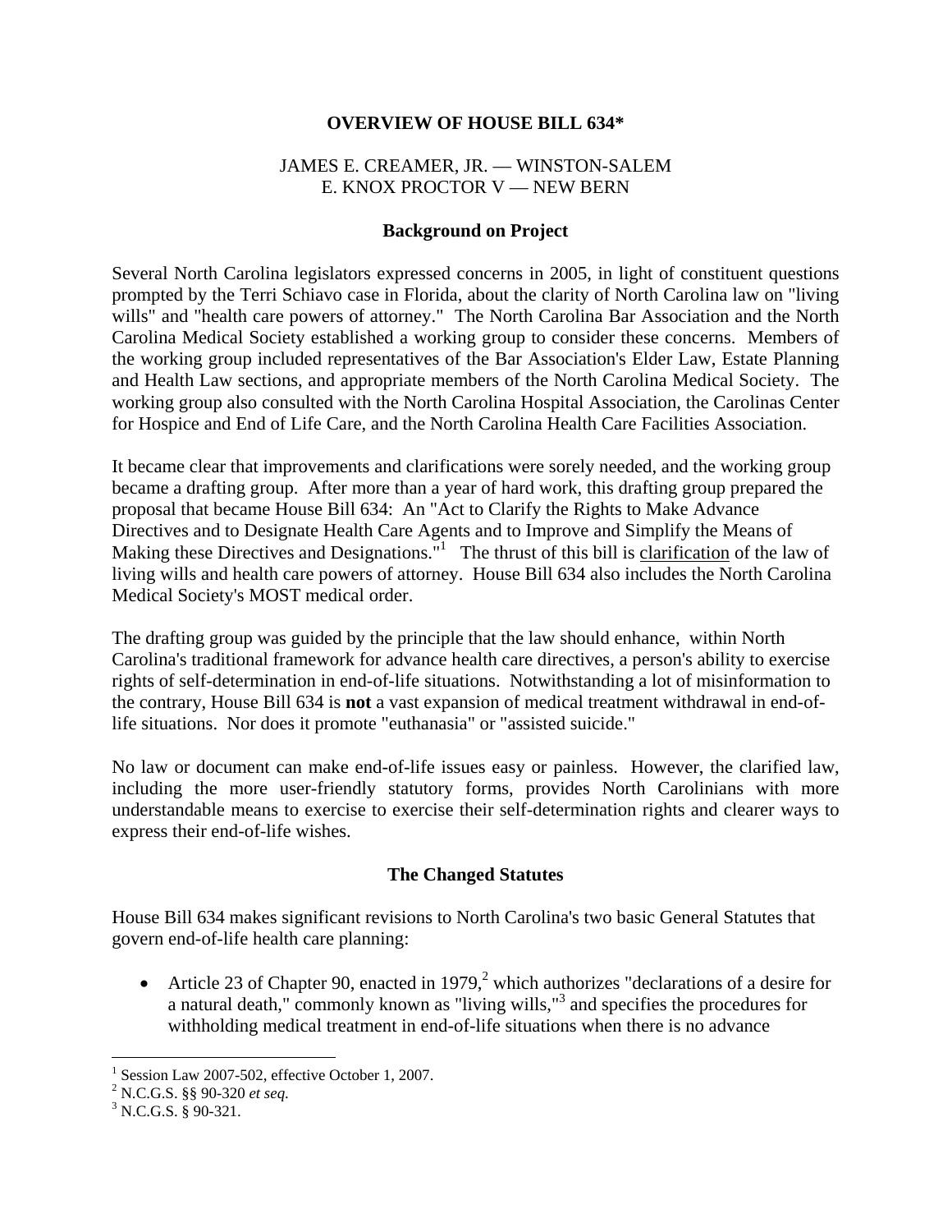**OVERVIEW OF HOUSE BILL 634***

JAMES E. CREAMER, JR. — WINSTON-SALEM
E. KNOX PROCTOR V — NEW BERN

## Background on Project

Several North Carolina legislators expressed concerns in 2005, in light of constituent questions prompted by the Terri Schiavo case in Florida, about the clarity of North Carolina law on "living wills" and "health care powers of attorney." The North Carolina Bar Association and the North Carolina Medical Society established a working group to consider these concerns. Members of the working group included representatives of the Bar Association's Elder Law, Estate Planning and Health Law sections, and appropriate members of the North Carolina Medical Society. The working group also consulted with the North Carolina Hospital Association, the Carolinas Center for Hospice and End of Life Care, and the North Carolina Health Care Facilities Association.

It became clear that improvements and clarifications were sorely needed, and the working group became a drafting group. After more than a year of hard work, this drafting group prepared the proposal that became House Bill 634: An "Act to Clarify the Rights to Make Advance Directives and to Designate Health Care Agents and to Improve and Simplify the Means of Making these Directives and Designations."[1] The thrust of this bill is <u>clarification</u> of the law of living wills and health care powers of attorney. House Bill 634 also includes the North Carolina Medical Society's MOST medical order.

The drafting group was guided by the principle that the law should enhance, within North Carolina's traditional framework for advance health care directives, a person's ability to exercise rights of self-determination in end-of-life situations. Notwithstanding a lot of misinformation to the contrary, House Bill 634 is **not** a vast expansion of medical treatment withdrawal in end-of-life situations. Nor does it promote "euthanasia" or "assisted suicide."

No law or document can make end-of-life issues easy or painless. However, the clarified law, including the more user-friendly statutory forms, provides North Carolinians with more understandable means to exercise to exercise their self-determination rights and clearer ways to express their end-of-life wishes.

## The Changed Statutes

House Bill 634 makes significant revisions to North Carolina's two basic General Statutes that govern end-of-life health care planning:

- Article 23 of Chapter 90, enacted in 1979,[2] which authorizes "declarations of a desire for a natural death," commonly known as "living wills,"[3] and specifies the procedures for withholding medical treatment in end-of-life situations when there is no advance

---

[1] Session Law 2007-502, effective October 1, 2007.
[2] N.C.G.S. §§ 90-320 *et seq.*
[3] N.C.G.S. § 90-321.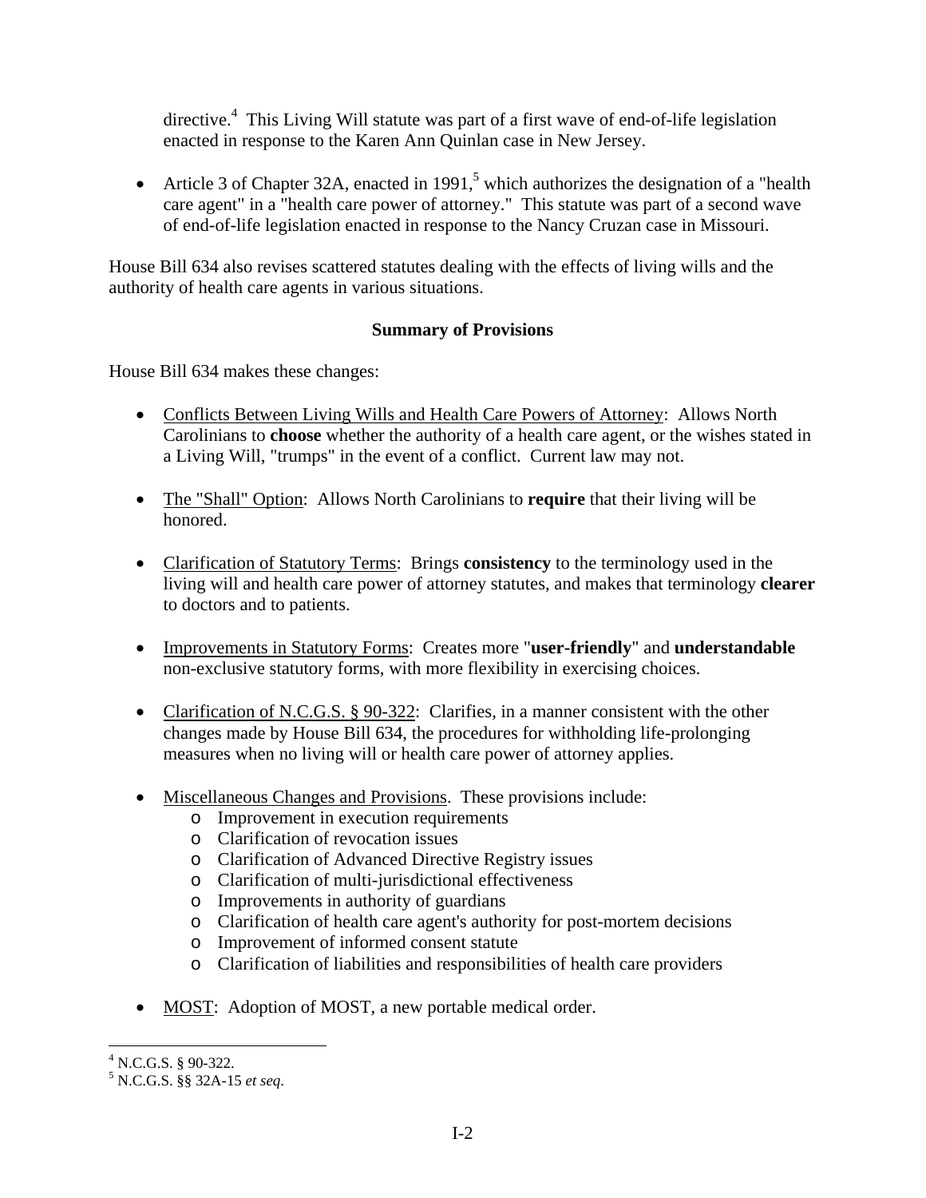directive.[4] This Living Will statute was part of a first wave of end-of-life legislation enacted in response to the Karen Ann Quinlan case in New Jersey.

- Article 3 of Chapter 32A, enacted in 1991,[5] which authorizes the designation of a "health care agent" in a "health care power of attorney." This statute was part of a second wave of end-of-life legislation enacted in response to the Nancy Cruzan case in Missouri.

House Bill 634 also revises scattered statutes dealing with the effects of living wills and the authority of health care agents in various situations.

**Summary of Provisions**

House Bill 634 makes these changes:

- Conflicts Between Living Wills and Health Care Powers of Attorney: Allows North Carolinians to **choose** whether the authority of a health care agent, or the wishes stated in a Living Will, "trumps" in the event of a conflict. Current law may not.

- The "Shall" Option: Allows North Carolinians to **require** that their living will be honored.

- Clarification of Statutory Terms: Brings **consistency** to the terminology used in the living will and health care power of attorney statutes, and makes that terminology **clearer** to doctors and to patients.

- Improvements in Statutory Forms: Creates more "**user-friendly**" and **understandable** non-exclusive statutory forms, with more flexibility in exercising choices.

- Clarification of N.C.G.S. § 90-322: Clarifies, in a manner consistent with the other changes made by House Bill 634, the procedures for withholding life-prolonging measures when no living will or health care power of attorney applies.

- Miscellaneous Changes and Provisions. These provisions include:
  - Improvement in execution requirements
  - Clarification of revocation issues
  - Clarification of Advanced Directive Registry issues
  - Clarification of multi-jurisdictional effectiveness
  - Improvements in authority of guardians
  - Clarification of health care agent's authority for post-mortem decisions
  - Improvement of informed consent statute
  - Clarification of liabilities and responsibilities of health care providers

- MOST: Adoption of MOST, a new portable medical order.

---

[4] N.C.G.S. § 90-322.

[5] N.C.G.S. §§ 32A-15 *et seq*.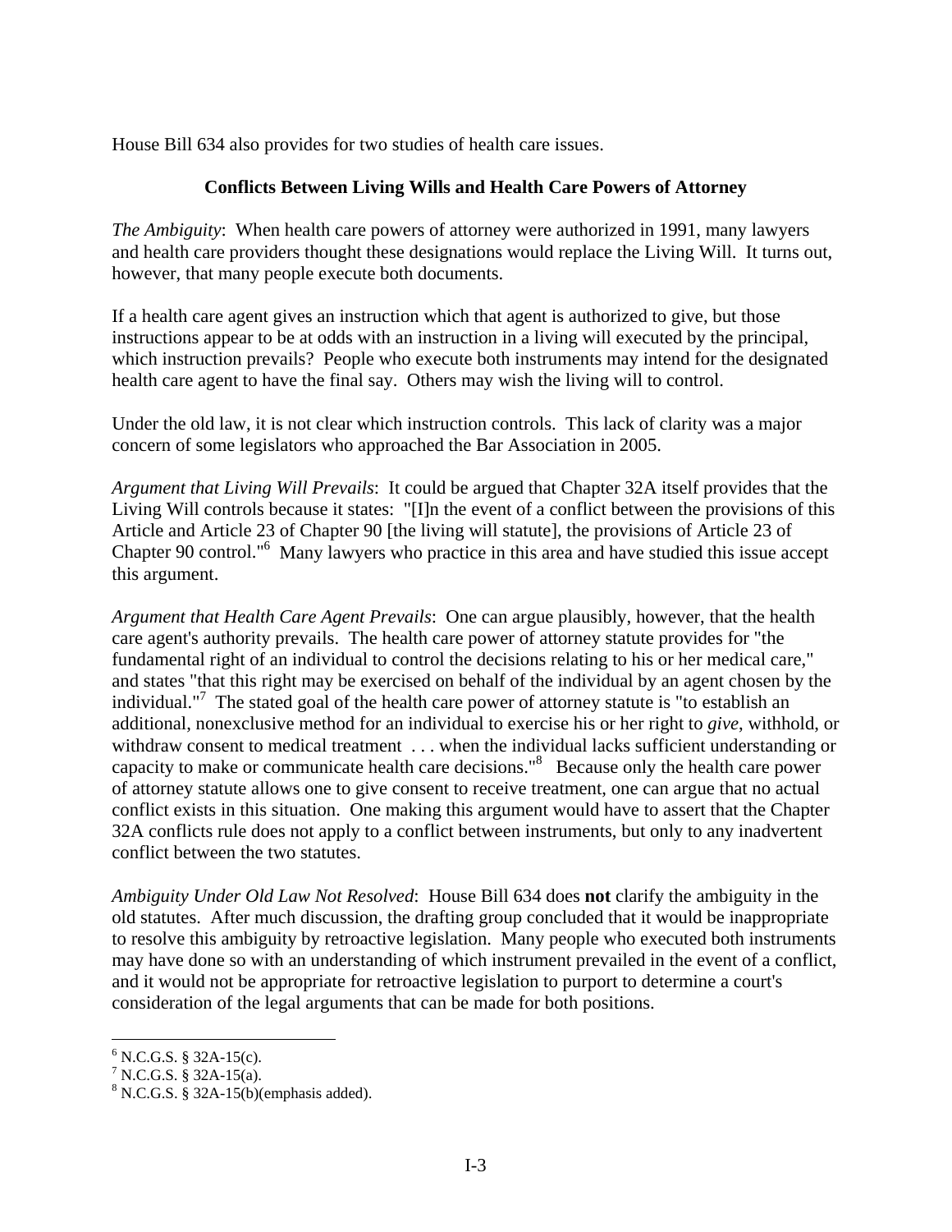House Bill 634 also provides for two studies of health care issues.

## Conflicts Between Living Wills and Health Care Powers of Attorney

*The Ambiguity*: When health care powers of attorney were authorized in 1991, many lawyers and health care providers thought these designations would replace the Living Will. It turns out, however, that many people execute both documents.

If a health care agent gives an instruction which that agent is authorized to give, but those instructions appear to be at odds with an instruction in a living will executed by the principal, which instruction prevails? People who execute both instruments may intend for the designated health care agent to have the final say. Others may wish the living will to control.

Under the old law, it is not clear which instruction controls. This lack of clarity was a major concern of some legislators who approached the Bar Association in 2005.

*Argument that Living Will Prevails*: It could be argued that Chapter 32A itself provides that the Living Will controls because it states: "[I]n the event of a conflict between the provisions of this Article and Article 23 of Chapter 90 [the living will statute], the provisions of Article 23 of Chapter 90 control."[6] Many lawyers who practice in this area and have studied this issue accept this argument.

*Argument that Health Care Agent Prevails*: One can argue plausibly, however, that the health care agent's authority prevails. The health care power of attorney statute provides for "the fundamental right of an individual to control the decisions relating to his or her medical care," and states "that this right may be exercised on behalf of the individual by an agent chosen by the individual."[7] The stated goal of the health care power of attorney statute is "to establish an additional, nonexclusive method for an individual to exercise his or her right to *give*, withhold, or withdraw consent to medical treatment . . . when the individual lacks sufficient understanding or capacity to make or communicate health care decisions."[8] Because only the health care power of attorney statute allows one to give consent to receive treatment, one can argue that no actual conflict exists in this situation. One making this argument would have to assert that the Chapter 32A conflicts rule does not apply to a conflict between instruments, but only to any inadvertent conflict between the two statutes.

*Ambiguity Under Old Law Not Resolved*: House Bill 634 does **not** clarify the ambiguity in the old statutes. After much discussion, the drafting group concluded that it would be inappropriate to resolve this ambiguity by retroactive legislation. Many people who executed both instruments may have done so with an understanding of which instrument prevailed in the event of a conflict, and it would not be appropriate for retroactive legislation to purport to determine a court's consideration of the legal arguments that can be made for both positions.

---

[6] N.C.G.S. § 32A-15(c).
[7] N.C.G.S. § 32A-15(a).
[8] N.C.G.S. § 32A-15(b)(emphasis added).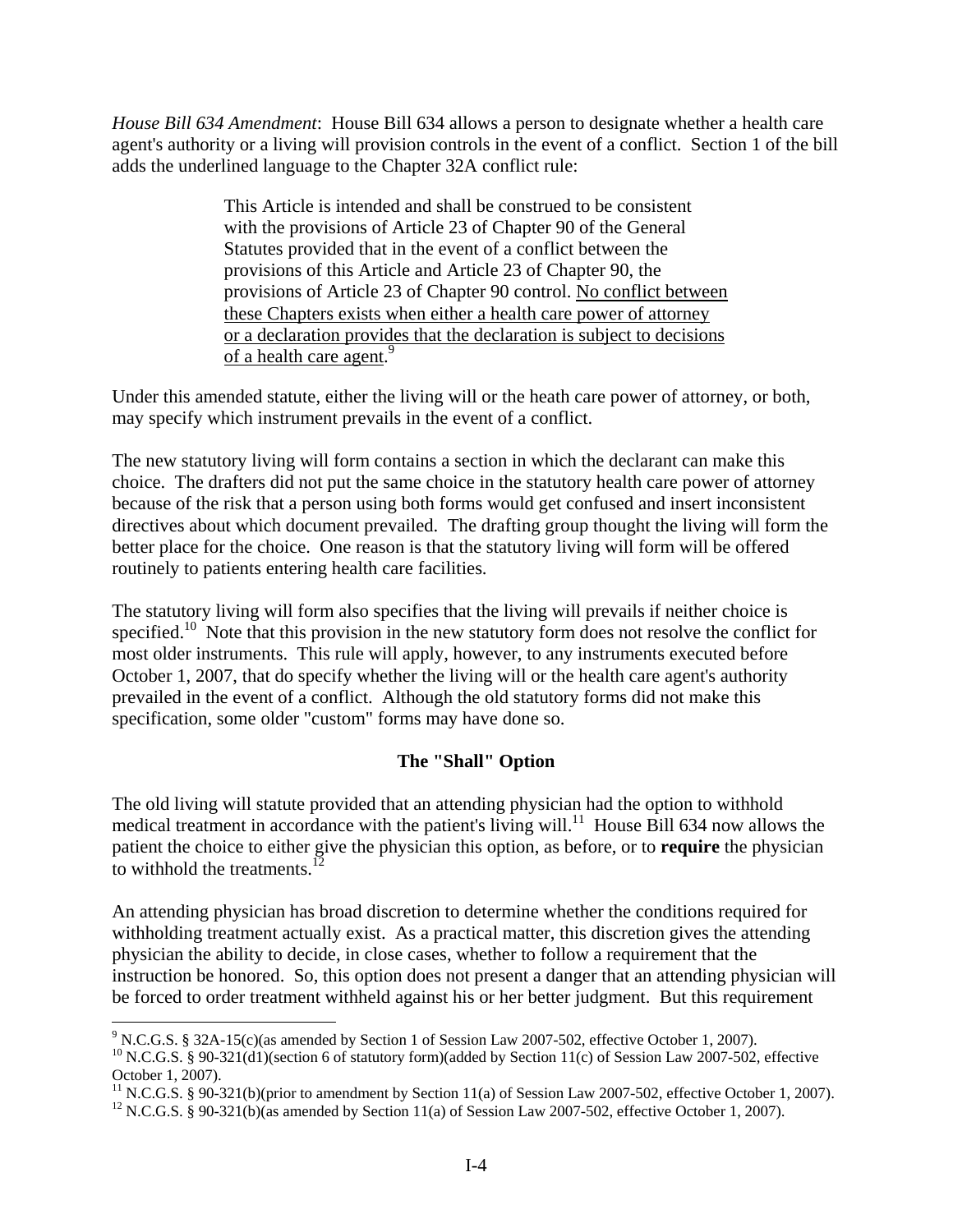*House Bill 634 Amendment*: House Bill 634 allows a person to designate whether a health care agent's authority or a living will provision controls in the event of a conflict. Section 1 of the bill adds the underlined language to the Chapter 32A conflict rule:

> This Article is intended and shall be construed to be consistent with the provisions of Article 23 of Chapter 90 of the General Statutes provided that in the event of a conflict between the provisions of this Article and Article 23 of Chapter 90, the provisions of Article 23 of Chapter 90 control. <u>No conflict between these Chapters exists when either a health care power of attorney or a declaration provides that the declaration is subject to decisions of a health care agent</u>.[9]

Under this amended statute, either the living will or the heath care power of attorney, or both, may specify which instrument prevails in the event of a conflict.

The new statutory living will form contains a section in which the declarant can make this choice. The drafters did not put the same choice in the statutory health care power of attorney because of the risk that a person using both forms would get confused and insert inconsistent directives about which document prevailed. The drafting group thought the living will form the better place for the choice. One reason is that the statutory living will form will be offered routinely to patients entering health care facilities.

The statutory living will form also specifies that the living will prevails if neither choice is specified.[10] Note that this provision in the new statutory form does not resolve the conflict for most older instruments. This rule will apply, however, to any instruments executed before October 1, 2007, that do specify whether the living will or the health care agent's authority prevailed in the event of a conflict. Although the old statutory forms did not make this specification, some older "custom" forms may have done so.

## The "Shall" Option

The old living will statute provided that an attending physician had the option to withhold medical treatment in accordance with the patient's living will.[11] House Bill 634 now allows the patient the choice to either give the physician this option, as before, or to **require** the physician to withhold the treatments.[12]

An attending physician has broad discretion to determine whether the conditions required for withholding treatment actually exist. As a practical matter, this discretion gives the attending physician the ability to decide, in close cases, whether to follow a requirement that the instruction be honored. So, this option does not present a danger that an attending physician will be forced to order treatment withheld against his or her better judgment. But this requirement

---

[9] N.C.G.S. § 32A-15(c)(as amended by Section 1 of Session Law 2007-502, effective October 1, 2007).

[10] N.C.G.S. § 90-321(d1)(section 6 of statutory form)(added by Section 11(c) of Session Law 2007-502, effective October 1, 2007).

[11] N.C.G.S. § 90-321(b)(prior to amendment by Section 11(a) of Session Law 2007-502, effective October 1, 2007).

[12] N.C.G.S. § 90-321(b)(as amended by Section 11(a) of Session Law 2007-502, effective October 1, 2007).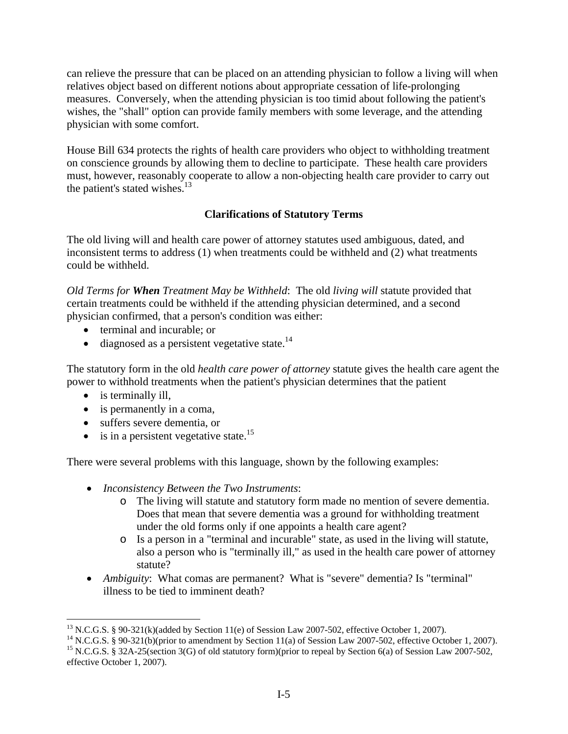can relieve the pressure that can be placed on an attending physician to follow a living will when relatives object based on different notions about appropriate cessation of life-prolonging measures. Conversely, when the attending physician is too timid about following the patient's wishes, the "shall" option can provide family members with some leverage, and the attending physician with some comfort.

House Bill 634 protects the rights of health care providers who object to withholding treatment on conscience grounds by allowing them to decline to participate. These health care providers must, however, reasonably cooperate to allow a non-objecting health care provider to carry out the patient's stated wishes.[13]

### Clarifications of Statutory Terms

The old living will and health care power of attorney statutes used ambiguous, dated, and inconsistent terms to address (1) when treatments could be withheld and (2) what treatments could be withheld.

*Old Terms for **When** Treatment May be Withheld*: The old *living will* statute provided that certain treatments could be withheld if the attending physician determined, and a second physician confirmed, that a person's condition was either:

- terminal and incurable; or
- diagnosed as a persistent vegetative state.[14]

The statutory form in the old *health care power of attorney* statute gives the health care agent the power to withhold treatments when the patient's physician determines that the patient

- is terminally ill,
- is permanently in a coma,
- suffers severe dementia, or
- is in a persistent vegetative state.[15]

There were several problems with this language, shown by the following examples:

- *Inconsistency Between the Two Instruments*:
  - The living will statute and statutory form made no mention of severe dementia. Does that mean that severe dementia was a ground for withholding treatment under the old forms only if one appoints a health care agent?
  - Is a person in a "terminal and incurable" state, as used in the living will statute, also a person who is "terminally ill," as used in the health care power of attorney statute?
- *Ambiguity*: What comas are permanent? What is "severe" dementia? Is "terminal" illness to be tied to imminent death?

---

[13] N.C.G.S. § 90-321(k)(added by Section 11(e) of Session Law 2007-502, effective October 1, 2007).

[14] N.C.G.S. § 90-321(b)(prior to amendment by Section 11(a) of Session Law 2007-502, effective October 1, 2007).

[15] N.C.G.S. § 32A-25(section 3(G) of old statutory form)(prior to repeal by Section 6(a) of Session Law 2007-502, effective October 1, 2007).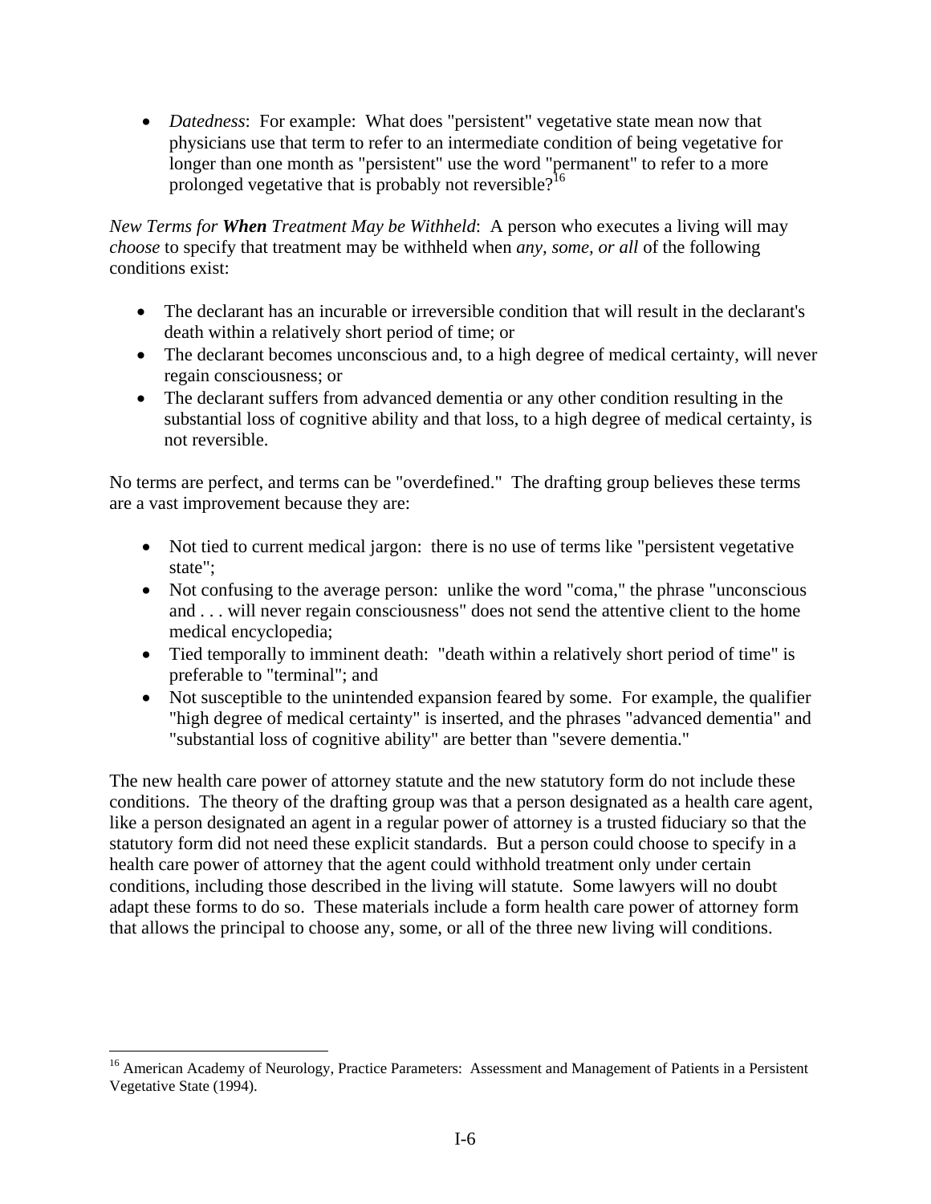- *Datedness*: For example: What does "persistent" vegetative state mean now that physicians use that term to refer to an intermediate condition of being vegetative for longer than one month as "persistent" use the word "permanent" to refer to a more prolonged vegetative that is probably not reversible?[16]

*New Terms for **When** Treatment May be Withheld*: A person who executes a living will may *choose* to specify that treatment may be withheld when *any, some, or all* of the following conditions exist:

- The declarant has an incurable or irreversible condition that will result in the declarant's death within a relatively short period of time; or
- The declarant becomes unconscious and, to a high degree of medical certainty, will never regain consciousness; or
- The declarant suffers from advanced dementia or any other condition resulting in the substantial loss of cognitive ability and that loss, to a high degree of medical certainty, is not reversible.

No terms are perfect, and terms can be "overdefined." The drafting group believes these terms are a vast improvement because they are:

- Not tied to current medical jargon: there is no use of terms like "persistent vegetative state";
- Not confusing to the average person: unlike the word "coma," the phrase "unconscious and . . . will never regain consciousness" does not send the attentive client to the home medical encyclopedia;
- Tied temporally to imminent death: "death within a relatively short period of time" is preferable to "terminal"; and
- Not susceptible to the unintended expansion feared by some. For example, the qualifier "high degree of medical certainty" is inserted, and the phrases "advanced dementia" and "substantial loss of cognitive ability" are better than "severe dementia."

The new health care power of attorney statute and the new statutory form do not include these conditions. The theory of the drafting group was that a person designated as a health care agent, like a person designated an agent in a regular power of attorney is a trusted fiduciary so that the statutory form did not need these explicit standards. But a person could choose to specify in a health care power of attorney that the agent could withhold treatment only under certain conditions, including those described in the living will statute. Some lawyers will no doubt adapt these forms to do so. These materials include a form health care power of attorney form that allows the principal to choose any, some, or all of the three new living will conditions.

---

[16] American Academy of Neurology, Practice Parameters: Assessment and Management of Patients in a Persistent Vegetative State (1994).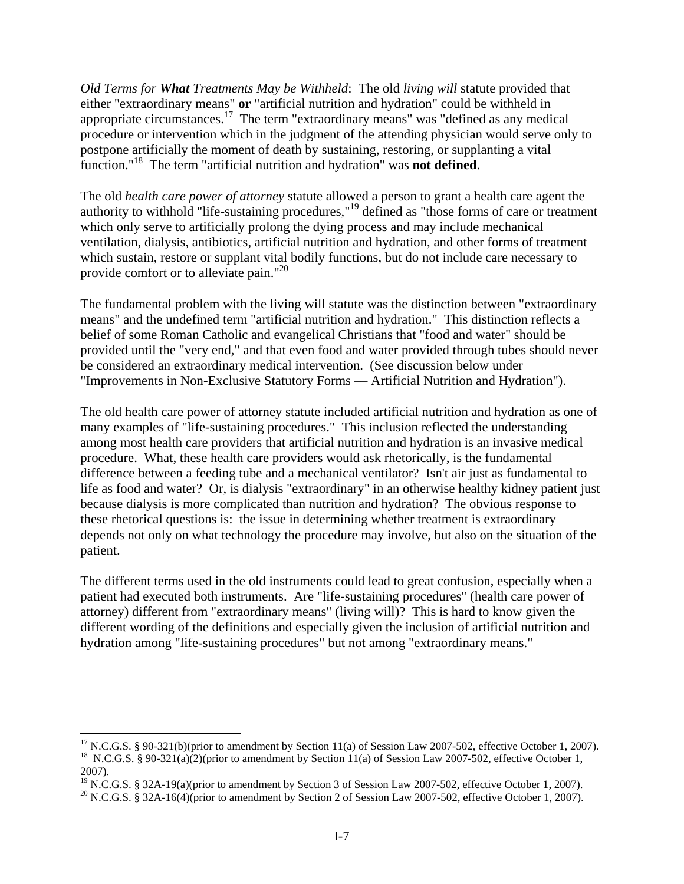*Old Terms for **What** Treatments May be Withheld*: The old *living will* statute provided that either "extraordinary means" **or** "artificial nutrition and hydration" could be withheld in appropriate circumstances.[17] The term "extraordinary means" was "defined as any medical procedure or intervention which in the judgment of the attending physician would serve only to postpone artificially the moment of death by sustaining, restoring, or supplanting a vital function."[18] The term "artificial nutrition and hydration" was **not defined**.

The old *health care power of attorney* statute allowed a person to grant a health care agent the authority to withhold "life-sustaining procedures,"[19] defined as "those forms of care or treatment which only serve to artificially prolong the dying process and may include mechanical ventilation, dialysis, antibiotics, artificial nutrition and hydration, and other forms of treatment which sustain, restore or supplant vital bodily functions, but do not include care necessary to provide comfort or to alleviate pain."[20]

The fundamental problem with the living will statute was the distinction between "extraordinary means" and the undefined term "artificial nutrition and hydration." This distinction reflects a belief of some Roman Catholic and evangelical Christians that "food and water" should be provided until the "very end," and that even food and water provided through tubes should never be considered an extraordinary medical intervention. (See discussion below under "Improvements in Non-Exclusive Statutory Forms — Artificial Nutrition and Hydration").

The old health care power of attorney statute included artificial nutrition and hydration as one of many examples of "life-sustaining procedures." This inclusion reflected the understanding among most health care providers that artificial nutrition and hydration is an invasive medical procedure. What, these health care providers would ask rhetorically, is the fundamental difference between a feeding tube and a mechanical ventilator? Isn't air just as fundamental to life as food and water? Or, is dialysis "extraordinary" in an otherwise healthy kidney patient just because dialysis is more complicated than nutrition and hydration? The obvious response to these rhetorical questions is: the issue in determining whether treatment is extraordinary depends not only on what technology the procedure may involve, but also on the situation of the patient.

The different terms used in the old instruments could lead to great confusion, especially when a patient had executed both instruments. Are "life-sustaining procedures" (health care power of attorney) different from "extraordinary means" (living will)? This is hard to know given the different wording of the definitions and especially given the inclusion of artificial nutrition and hydration among "life-sustaining procedures" but not among "extraordinary means."

---

[17] N.C.G.S. § 90-321(b)(prior to amendment by Section 11(a) of Session Law 2007-502, effective October 1, 2007).

[18] N.C.G.S. § 90-321(a)(2)(prior to amendment by Section 11(a) of Session Law 2007-502, effective October 1, 2007).

[19] N.C.G.S. § 32A-19(a)(prior to amendment by Section 3 of Session Law 2007-502, effective October 1, 2007).

[20] N.C.G.S. § 32A-16(4)(prior to amendment by Section 2 of Session Law 2007-502, effective October 1, 2007).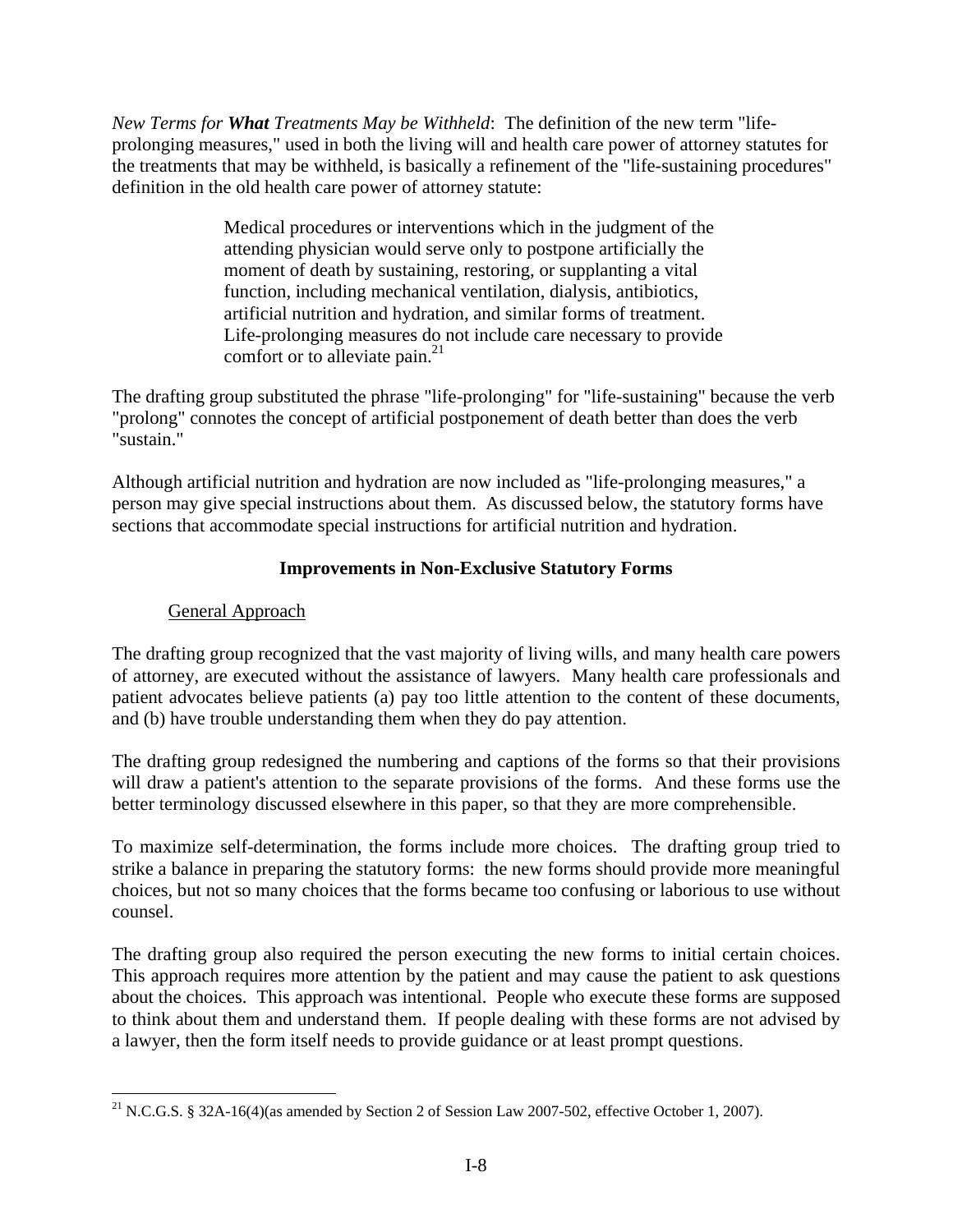*New Terms for **What** Treatments May be Withheld*: The definition of the new term "life-prolonging measures," used in both the living will and health care power of attorney statutes for the treatments that may be withheld, is basically a refinement of the "life-sustaining procedures" definition in the old health care power of attorney statute:

> Medical procedures or interventions which in the judgment of the attending physician would serve only to postpone artificially the moment of death by sustaining, restoring, or supplanting a vital function, including mechanical ventilation, dialysis, antibiotics, artificial nutrition and hydration, and similar forms of treatment. Life-prolonging measures do not include care necessary to provide comfort or to alleviate pain.[21]

The drafting group substituted the phrase "life-prolonging" for "life-sustaining" because the verb "prolong" connotes the concept of artificial postponement of death better than does the verb "sustain."

Although artificial nutrition and hydration are now included as "life-prolonging measures," a person may give special instructions about them. As discussed below, the statutory forms have sections that accommodate special instructions for artificial nutrition and hydration.

## Improvements in Non-Exclusive Statutory Forms

### General Approach

The drafting group recognized that the vast majority of living wills, and many health care powers of attorney, are executed without the assistance of lawyers. Many health care professionals and patient advocates believe patients (a) pay too little attention to the content of these documents, and (b) have trouble understanding them when they do pay attention.

The drafting group redesigned the numbering and captions of the forms so that their provisions will draw a patient's attention to the separate provisions of the forms. And these forms use the better terminology discussed elsewhere in this paper, so that they are more comprehensible.

To maximize self-determination, the forms include more choices. The drafting group tried to strike a balance in preparing the statutory forms: the new forms should provide more meaningful choices, but not so many choices that the forms became too confusing or laborious to use without counsel.

The drafting group also required the person executing the new forms to initial certain choices. This approach requires more attention by the patient and may cause the patient to ask questions about the choices. This approach was intentional. People who execute these forms are supposed to think about them and understand them. If people dealing with these forms are not advised by a lawyer, then the form itself needs to provide guidance or at least prompt questions.

---

[21] N.C.G.S. § 32A-16(4)(as amended by Section 2 of Session Law 2007-502, effective October 1, 2007).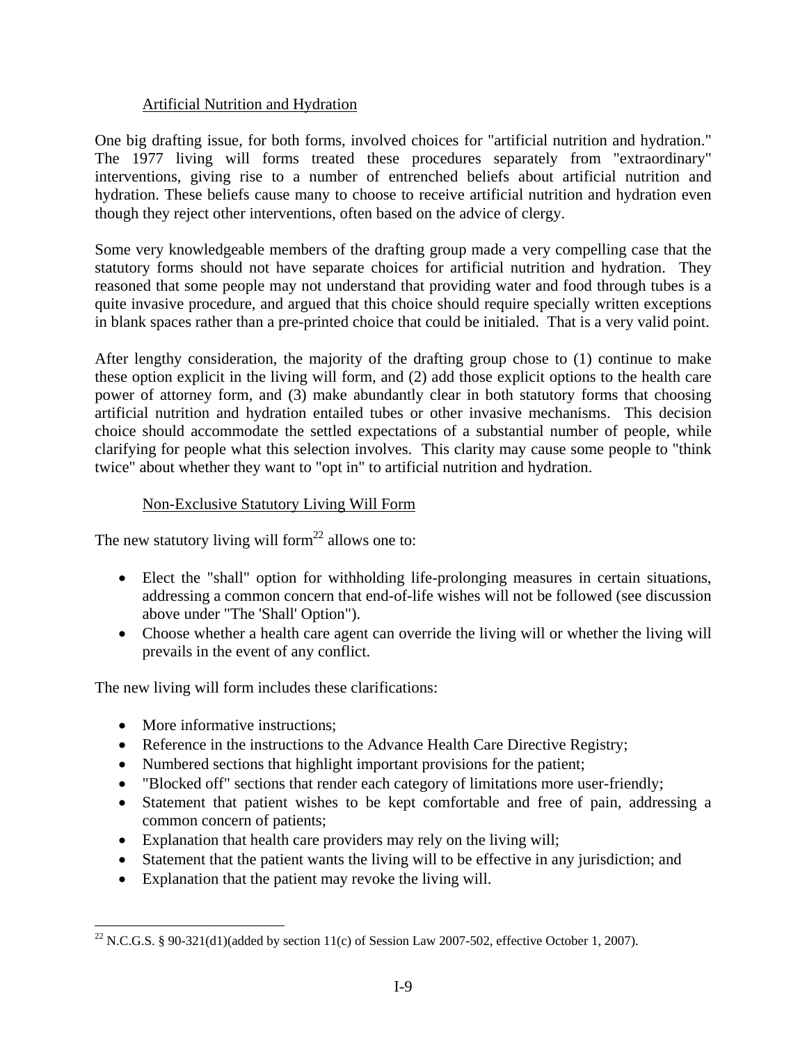### Artificial Nutrition and Hydration

One big drafting issue, for both forms, involved choices for "artificial nutrition and hydration." The 1977 living will forms treated these procedures separately from "extraordinary" interventions, giving rise to a number of entrenched beliefs about artificial nutrition and hydration. These beliefs cause many to choose to receive artificial nutrition and hydration even though they reject other interventions, often based on the advice of clergy.

Some very knowledgeable members of the drafting group made a very compelling case that the statutory forms should not have separate choices for artificial nutrition and hydration. They reasoned that some people may not understand that providing water and food through tubes is a quite invasive procedure, and argued that this choice should require specially written exceptions in blank spaces rather than a pre-printed choice that could be initialed. That is a very valid point.

After lengthy consideration, the majority of the drafting group chose to (1) continue to make these option explicit in the living will form, and (2) add those explicit options to the health care power of attorney form, and (3) make abundantly clear in both statutory forms that choosing artificial nutrition and hydration entailed tubes or other invasive mechanisms. This decision choice should accommodate the settled expectations of a substantial number of people, while clarifying for people what this selection involves. This clarity may cause some people to "think twice" about whether they want to "opt in" to artificial nutrition and hydration.

### Non-Exclusive Statutory Living Will Form

The new statutory living will form[22] allows one to:

- Elect the "shall" option for withholding life-prolonging measures in certain situations, addressing a common concern that end-of-life wishes will not be followed (see discussion above under "The 'Shall' Option").
- Choose whether a health care agent can override the living will or whether the living will prevails in the event of any conflict.

The new living will form includes these clarifications:

- More informative instructions;
- Reference in the instructions to the Advance Health Care Directive Registry;
- Numbered sections that highlight important provisions for the patient;
- "Blocked off" sections that render each category of limitations more user-friendly;
- Statement that patient wishes to be kept comfortable and free of pain, addressing a common concern of patients;
- Explanation that health care providers may rely on the living will;
- Statement that the patient wants the living will to be effective in any jurisdiction; and
- Explanation that the patient may revoke the living will.

---

[22] N.C.G.S. § 90-321(d1)(added by section 11(c) of Session Law 2007-502, effective October 1, 2007).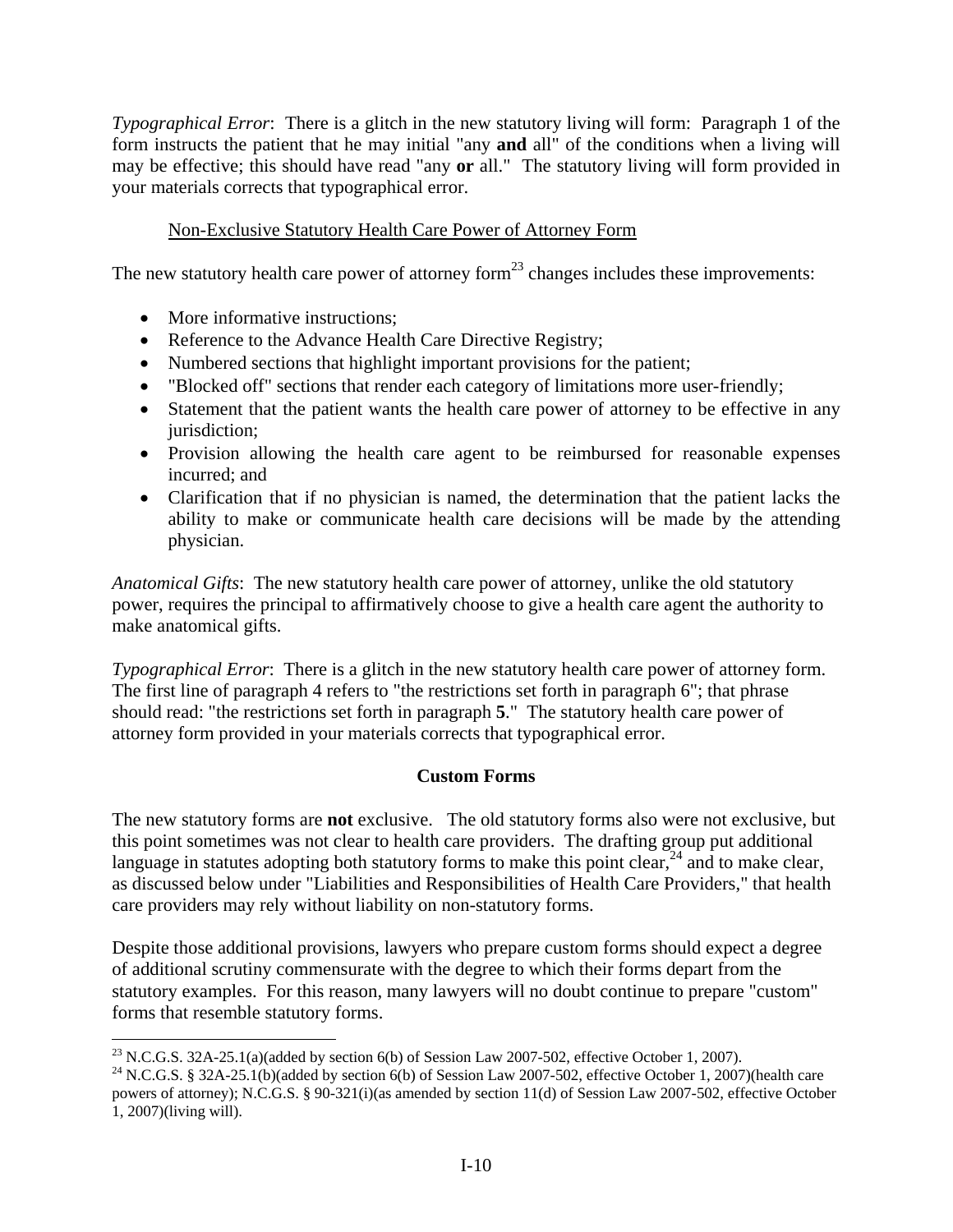*Typographical Error*: There is a glitch in the new statutory living will form: Paragraph 1 of the form instructs the patient that he may initial "any **and** all" of the conditions when a living will may be effective; this should have read "any **or** all." The statutory living will form provided in your materials corrects that typographical error.

Non-Exclusive Statutory Health Care Power of Attorney Form

The new statutory health care power of attorney form[23] changes includes these improvements:

- More informative instructions;
- Reference to the Advance Health Care Directive Registry;
- Numbered sections that highlight important provisions for the patient;
- "Blocked off" sections that render each category of limitations more user-friendly;
- Statement that the patient wants the health care power of attorney to be effective in any jurisdiction;
- Provision allowing the health care agent to be reimbursed for reasonable expenses incurred; and
- Clarification that if no physician is named, the determination that the patient lacks the ability to make or communicate health care decisions will be made by the attending physician.

*Anatomical Gifts*: The new statutory health care power of attorney, unlike the old statutory power, requires the principal to affirmatively choose to give a health care agent the authority to make anatomical gifts.

*Typographical Error*: There is a glitch in the new statutory health care power of attorney form. The first line of paragraph 4 refers to "the restrictions set forth in paragraph 6"; that phrase should read: "the restrictions set forth in paragraph **5**." The statutory health care power of attorney form provided in your materials corrects that typographical error.

**Custom Forms**

The new statutory forms are **not** exclusive. The old statutory forms also were not exclusive, but this point sometimes was not clear to health care providers. The drafting group put additional language in statutes adopting both statutory forms to make this point clear,[24] and to make clear, as discussed below under "Liabilities and Responsibilities of Health Care Providers," that health care providers may rely without liability on non-statutory forms.

Despite those additional provisions, lawyers who prepare custom forms should expect a degree of additional scrutiny commensurate with the degree to which their forms depart from the statutory examples. For this reason, many lawyers will no doubt continue to prepare "custom" forms that resemble statutory forms.

---

[23] N.C.G.S. 32A-25.1(a)(added by section 6(b) of Session Law 2007-502, effective October 1, 2007).

[24] N.C.G.S. § 32A-25.1(b)(added by section 6(b) of Session Law 2007-502, effective October 1, 2007)(health care powers of attorney); N.C.G.S. § 90-321(i)(as amended by section 11(d) of Session Law 2007-502, effective October 1, 2007)(living will).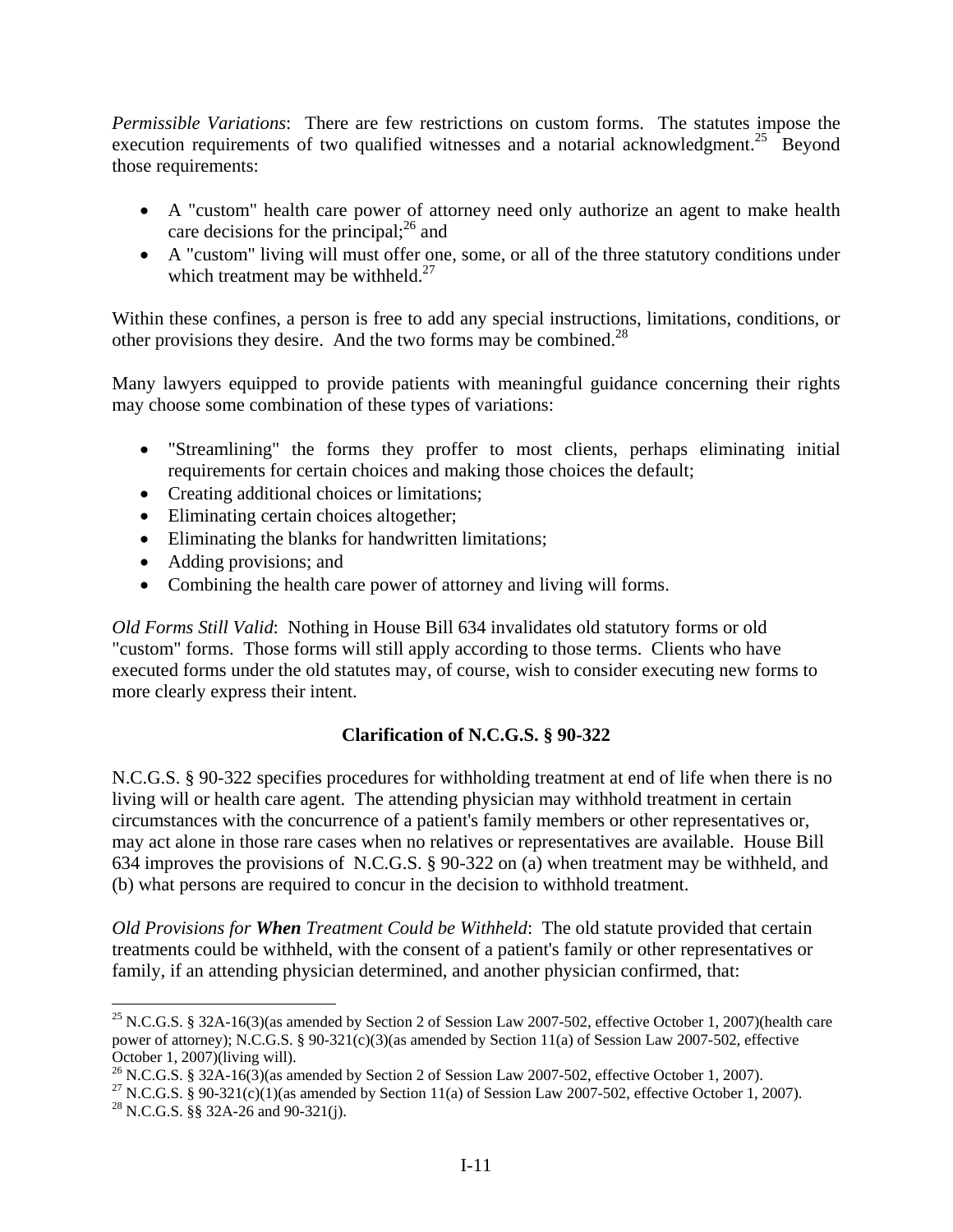*Permissible Variations*: There are few restrictions on custom forms. The statutes impose the execution requirements of two qualified witnesses and a notarial acknowledgment.[25] Beyond those requirements:

- A "custom" health care power of attorney need only authorize an agent to make health care decisions for the principal;[26] and
- A "custom" living will must offer one, some, or all of the three statutory conditions under which treatment may be withheld.[27]

Within these confines, a person is free to add any special instructions, limitations, conditions, or other provisions they desire. And the two forms may be combined.[28]

Many lawyers equipped to provide patients with meaningful guidance concerning their rights may choose some combination of these types of variations:

- "Streamlining" the forms they proffer to most clients, perhaps eliminating initial requirements for certain choices and making those choices the default;
- Creating additional choices or limitations;
- Eliminating certain choices altogether;
- Eliminating the blanks for handwritten limitations;
- Adding provisions; and
- Combining the health care power of attorney and living will forms.

*Old Forms Still Valid*: Nothing in House Bill 634 invalidates old statutory forms or old "custom" forms. Those forms will still apply according to those terms. Clients who have executed forms under the old statutes may, of course, wish to consider executing new forms to more clearly express their intent.

### Clarification of N.C.G.S. § 90-322

N.C.G.S. § 90-322 specifies procedures for withholding treatment at end of life when there is no living will or health care agent. The attending physician may withhold treatment in certain circumstances with the concurrence of a patient's family members or other representatives or, may act alone in those rare cases when no relatives or representatives are available. House Bill 634 improves the provisions of N.C.G.S. § 90-322 on (a) when treatment may be withheld, and (b) what persons are required to concur in the decision to withhold treatment.

*Old Provisions for **When** Treatment Could be Withheld*: The old statute provided that certain treatments could be withheld, with the consent of a patient's family or other representatives or family, if an attending physician determined, and another physician confirmed, that:

---

[25] N.C.G.S. § 32A-16(3)(as amended by Section 2 of Session Law 2007-502, effective October 1, 2007)(health care power of attorney); N.C.G.S. § 90-321(c)(3)(as amended by Section 11(a) of Session Law 2007-502, effective October 1, 2007)(living will).

[26] N.C.G.S. § 32A-16(3)(as amended by Section 2 of Session Law 2007-502, effective October 1, 2007).

[27] N.C.G.S. § 90-321(c)(1)(as amended by Section 11(a) of Session Law 2007-502, effective October 1, 2007).

[28] N.C.G.S. §§ 32A-26 and 90-321(j).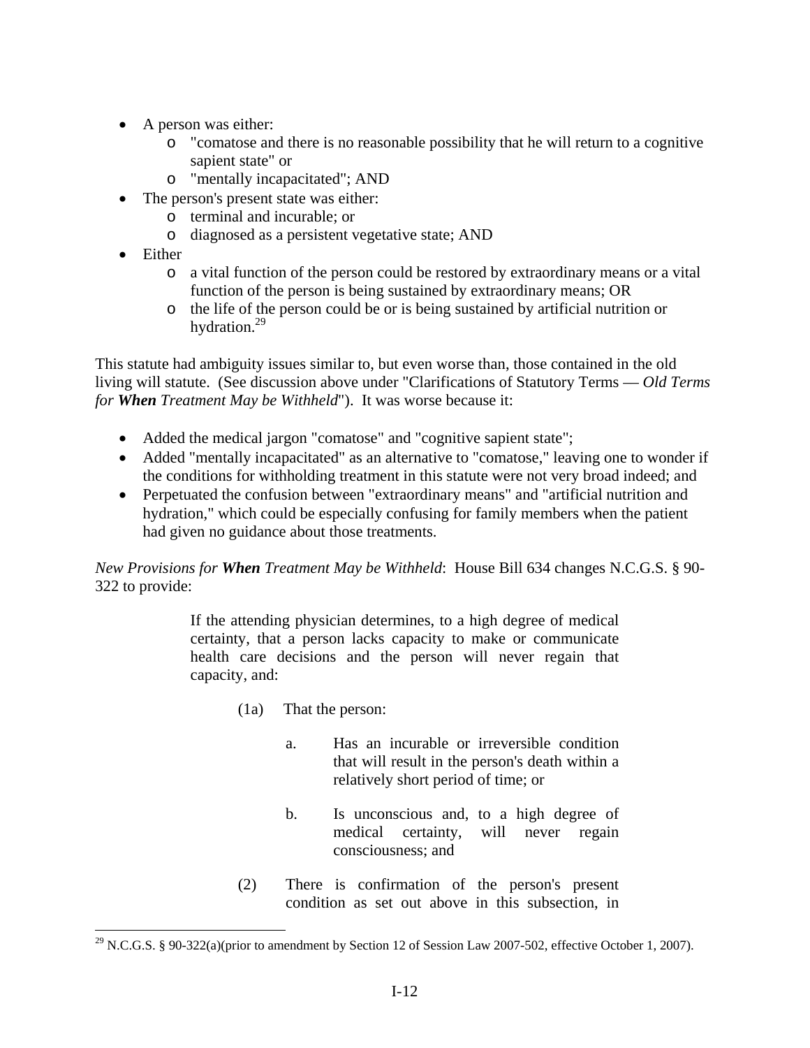- A person was either:
  - "comatose and there is no reasonable possibility that he will return to a cognitive sapient state" or
  - "mentally incapacitated"; AND
- The person's present state was either:
  - terminal and incurable; or
  - diagnosed as a persistent vegetative state; AND
- Either
  - a vital function of the person could be restored by extraordinary means or a vital function of the person is being sustained by extraordinary means; OR
  - the life of the person could be or is being sustained by artificial nutrition or hydration.[29]

This statute had ambiguity issues similar to, but even worse than, those contained in the old living will statute. (See discussion above under "Clarifications of Statutory Terms — *Old Terms for **When** Treatment May be Withheld*"). It was worse because it:

- Added the medical jargon "comatose" and "cognitive sapient state";
- Added "mentally incapacitated" as an alternative to "comatose," leaving one to wonder if the conditions for withholding treatment in this statute were not very broad indeed; and
- Perpetuated the confusion between "extraordinary means" and "artificial nutrition and hydration," which could be especially confusing for family members when the patient had given no guidance about those treatments.

*New Provisions for **When** Treatment May be Withheld*: House Bill 634 changes N.C.G.S. § 90-322 to provide:

> If the attending physician determines, to a high degree of medical certainty, that a person lacks capacity to make or communicate health care decisions and the person will never regain that capacity, and:
>
> (1a) That the person:
>
> a. Has an incurable or irreversible condition that will result in the person's death within a relatively short period of time; or
>
> b. Is unconscious and, to a high degree of medical certainty, will never regain consciousness; and
>
> (2) There is confirmation of the person's present condition as set out above in this subsection, in

[29] N.C.G.S. § 90-322(a)(prior to amendment by Section 12 of Session Law 2007-502, effective October 1, 2007).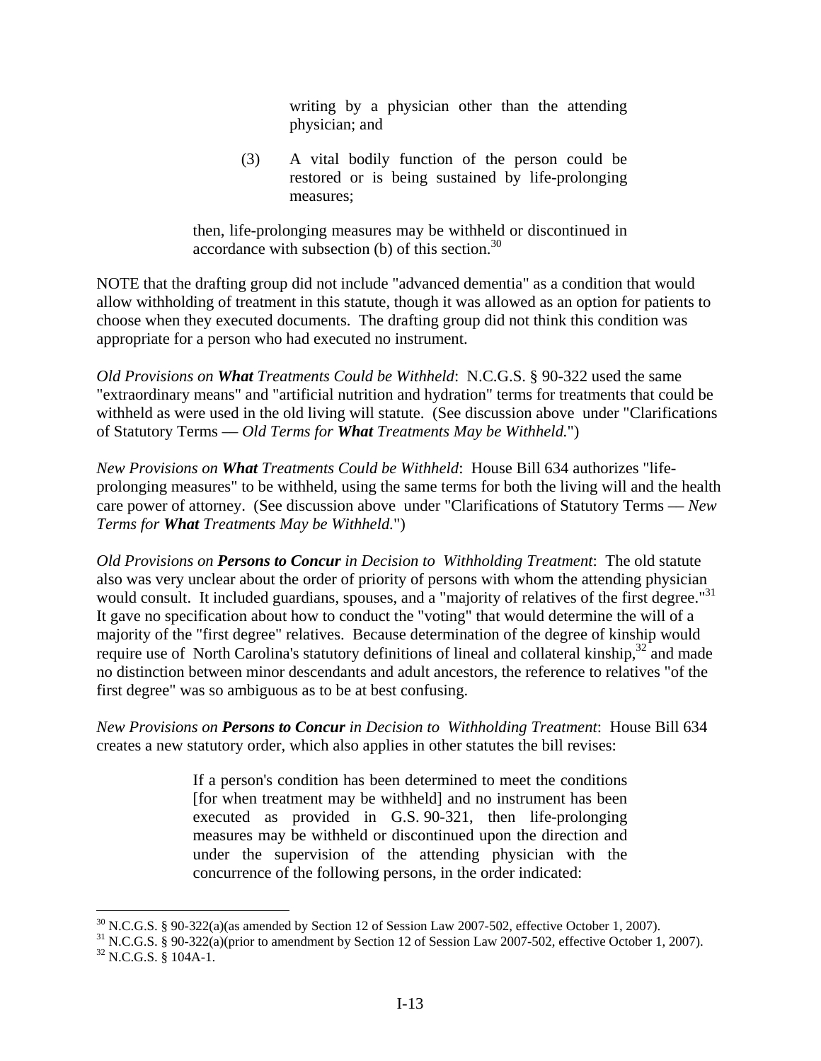> writing by a physician other than the attending physician; and
>
> (3) A vital bodily function of the person could be restored or is being sustained by life-prolonging measures;
>
> then, life-prolonging measures may be withheld or discontinued in accordance with subsection (b) of this section.[30]

NOTE that the drafting group did not include "advanced dementia" as a condition that would allow withholding of treatment in this statute, though it was allowed as an option for patients to choose when they executed documents. The drafting group did not think this condition was appropriate for a person who had executed no instrument.

*Old Provisions on **What** Treatments Could be Withheld*: N.C.G.S. § 90-322 used the same "extraordinary means" and "artificial nutrition and hydration" terms for treatments that could be withheld as were used in the old living will statute. (See discussion above under "Clarifications of Statutory Terms — *Old Terms for **What** Treatments May be Withheld.*")

*New Provisions on **What** Treatments Could be Withheld*: House Bill 634 authorizes "life-prolonging measures" to be withheld, using the same terms for both the living will and the health care power of attorney. (See discussion above under "Clarifications of Statutory Terms — *New Terms for **What** Treatments May be Withheld.*")

*Old Provisions on **Persons to Concur** in Decision to Withholding Treatment*: The old statute also was very unclear about the order of priority of persons with whom the attending physician would consult. It included guardians, spouses, and a "majority of relatives of the first degree."[31] It gave no specification about how to conduct the "voting" that would determine the will of a majority of the "first degree" relatives. Because determination of the degree of kinship would require use of North Carolina's statutory definitions of lineal and collateral kinship,[32] and made no distinction between minor descendants and adult ancestors, the reference to relatives "of the first degree" was so ambiguous as to be at best confusing.

*New Provisions on **Persons to Concur** in Decision to Withholding Treatment*: House Bill 634 creates a new statutory order, which also applies in other statutes the bill revises:

> If a person's condition has been determined to meet the conditions [for when treatment may be withheld] and no instrument has been executed as provided in G.S. 90-321, then life-prolonging measures may be withheld or discontinued upon the direction and under the supervision of the attending physician with the concurrence of the following persons, in the order indicated:

---

[30] N.C.G.S. § 90-322(a)(as amended by Section 12 of Session Law 2007-502, effective October 1, 2007).

[31] N.C.G.S. § 90-322(a)(prior to amendment by Section 12 of Session Law 2007-502, effective October 1, 2007).

[32] N.C.G.S. § 104A-1.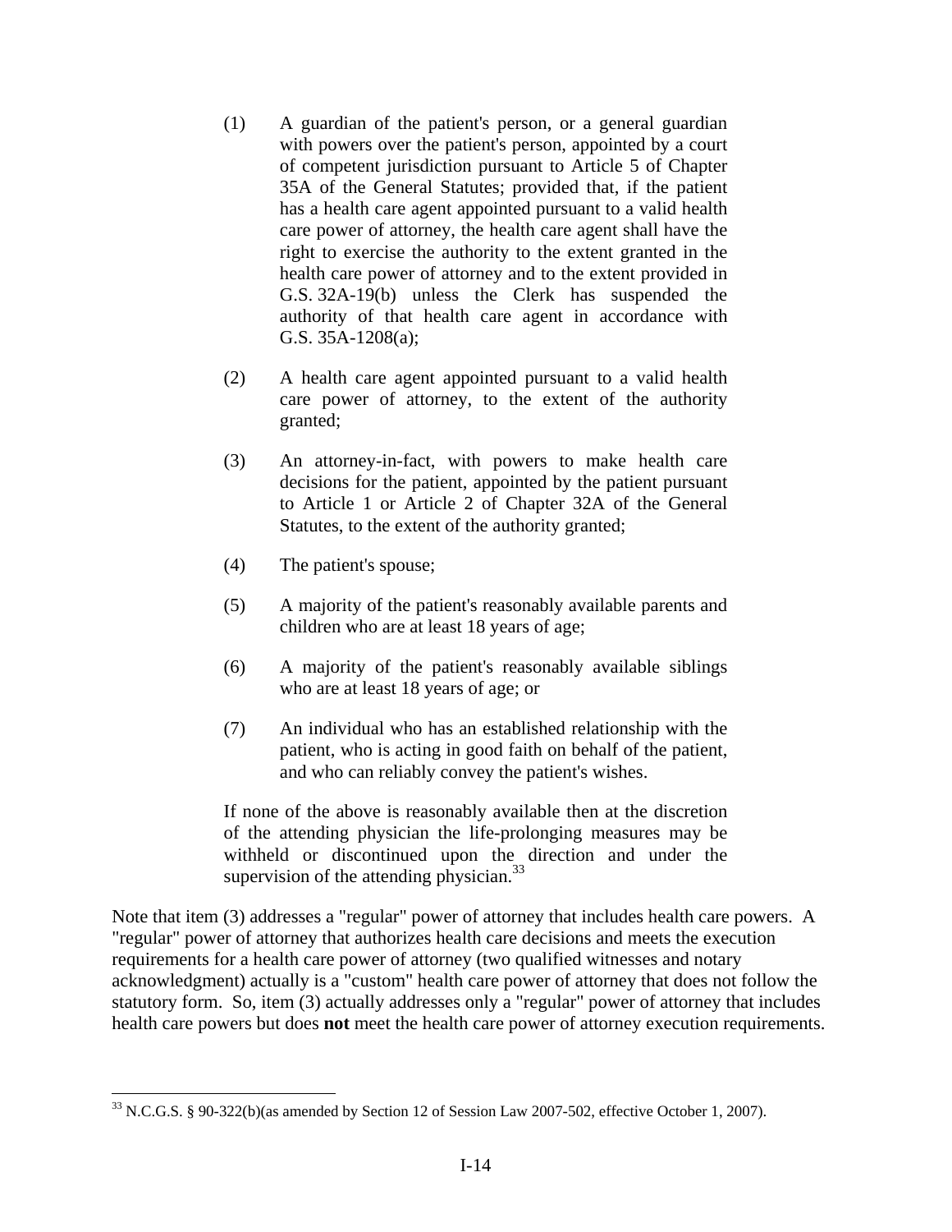(1) A guardian of the patient's person, or a general guardian with powers over the patient's person, appointed by a court of competent jurisdiction pursuant to Article 5 of Chapter 35A of the General Statutes; provided that, if the patient has a health care agent appointed pursuant to a valid health care power of attorney, the health care agent shall have the right to exercise the authority to the extent granted in the health care power of attorney and to the extent provided in G.S. 32A-19(b) unless the Clerk has suspended the authority of that health care agent in accordance with G.S. 35A-1208(a);

(2) A health care agent appointed pursuant to a valid health care power of attorney, to the extent of the authority granted;

(3) An attorney-in-fact, with powers to make health care decisions for the patient, appointed by the patient pursuant to Article 1 or Article 2 of Chapter 32A of the General Statutes, to the extent of the authority granted;

(4) The patient's spouse;

(5) A majority of the patient's reasonably available parents and children who are at least 18 years of age;

(6) A majority of the patient's reasonably available siblings who are at least 18 years of age; or

(7) An individual who has an established relationship with the patient, who is acting in good faith on behalf of the patient, and who can reliably convey the patient's wishes.

If none of the above is reasonably available then at the discretion of the attending physician the life-prolonging measures may be withheld or discontinued upon the direction and under the supervision of the attending physician.[33]

Note that item (3) addresses a "regular" power of attorney that includes health care powers. A "regular" power of attorney that authorizes health care decisions and meets the execution requirements for a health care power of attorney (two qualified witnesses and notary acknowledgment) actually is a "custom" health care power of attorney that does not follow the statutory form. So, item (3) actually addresses only a "regular" power of attorney that includes health care powers but does **not** meet the health care power of attorney execution requirements.

---

[33] N.C.G.S. § 90-322(b)(as amended by Section 12 of Session Law 2007-502, effective October 1, 2007).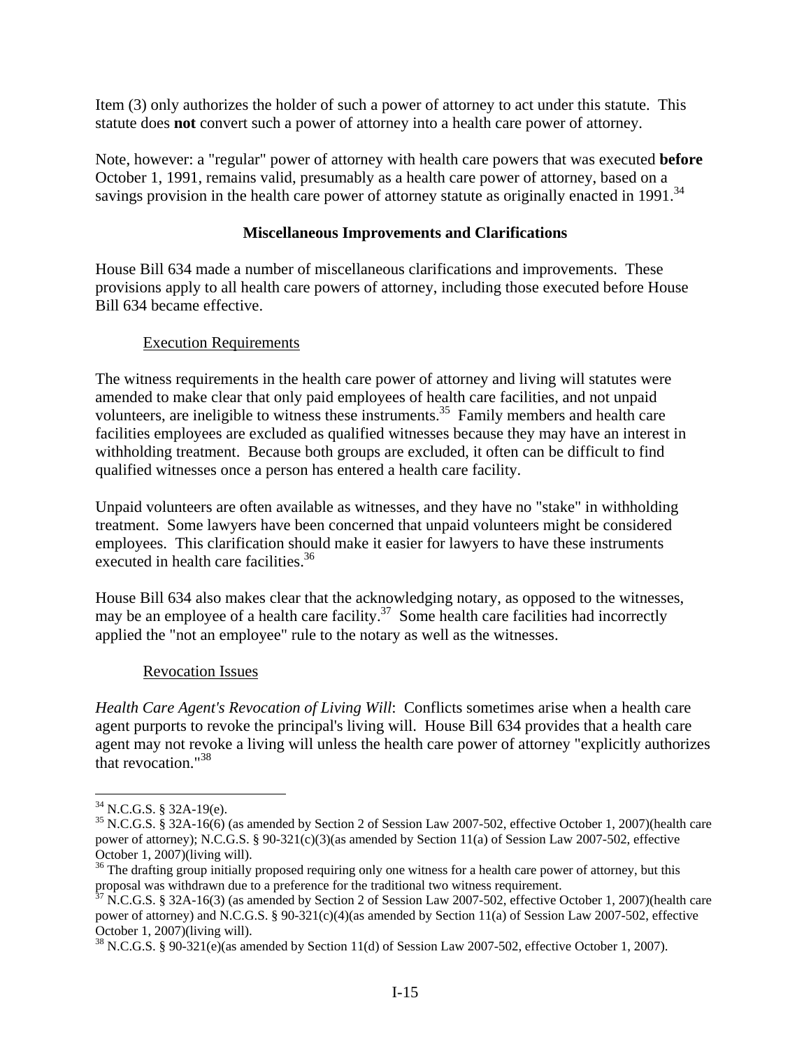Item (3) only authorizes the holder of such a power of attorney to act under this statute. This statute does **not** convert such a power of attorney into a health care power of attorney.

Note, however: a "regular" power of attorney with health care powers that was executed **before** October 1, 1991, remains valid, presumably as a health care power of attorney, based on a savings provision in the health care power of attorney statute as originally enacted in 1991.[34]

### Miscellaneous Improvements and Clarifications

House Bill 634 made a number of miscellaneous clarifications and improvements. These provisions apply to all health care powers of attorney, including those executed before House Bill 634 became effective.

<u>Execution Requirements</u>

The witness requirements in the health care power of attorney and living will statutes were amended to make clear that only paid employees of health care facilities, and not unpaid volunteers, are ineligible to witness these instruments.[35] Family members and health care facilities employees are excluded as qualified witnesses because they may have an interest in withholding treatment. Because both groups are excluded, it often can be difficult to find qualified witnesses once a person has entered a health care facility.

Unpaid volunteers are often available as witnesses, and they have no "stake" in withholding treatment. Some lawyers have been concerned that unpaid volunteers might be considered employees. This clarification should make it easier for lawyers to have these instruments executed in health care facilities.[36]

House Bill 634 also makes clear that the acknowledging notary, as opposed to the witnesses, may be an employee of a health care facility.[37] Some health care facilities had incorrectly applied the "not an employee" rule to the notary as well as the witnesses.

<u>Revocation Issues</u>

*Health Care Agent's Revocation of Living Will*: Conflicts sometimes arise when a health care agent purports to revoke the principal's living will. House Bill 634 provides that a health care agent may not revoke a living will unless the health care power of attorney "explicitly authorizes that revocation."[38]

---

[34] N.C.G.S. § 32A-19(e).

[35] N.C.G.S. § 32A-16(6) (as amended by Section 2 of Session Law 2007-502, effective October 1, 2007)(health care power of attorney); N.C.G.S. § 90-321(c)(3)(as amended by Section 11(a) of Session Law 2007-502, effective October 1, 2007)(living will).

[36] The drafting group initially proposed requiring only one witness for a health care power of attorney, but this proposal was withdrawn due to a preference for the traditional two witness requirement.

[37] N.C.G.S. § 32A-16(3) (as amended by Section 2 of Session Law 2007-502, effective October 1, 2007)(health care power of attorney) and N.C.G.S. § 90-321(c)(4)(as amended by Section 11(a) of Session Law 2007-502, effective October 1, 2007)(living will).

[38] N.C.G.S. § 90-321(e)(as amended by Section 11(d) of Session Law 2007-502, effective October 1, 2007).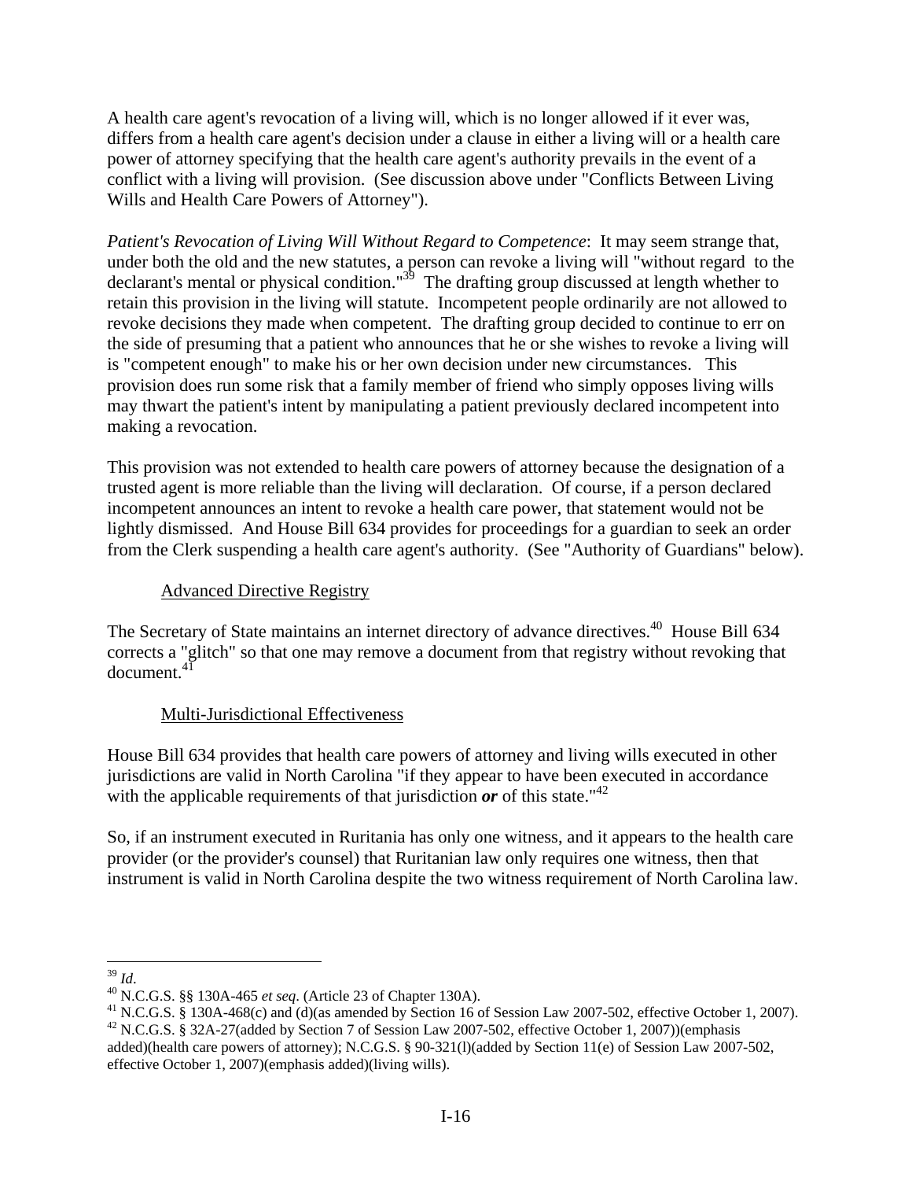A health care agent's revocation of a living will, which is no longer allowed if it ever was, differs from a health care agent's decision under a clause in either a living will or a health care power of attorney specifying that the health care agent's authority prevails in the event of a conflict with a living will provision. (See discussion above under "Conflicts Between Living Wills and Health Care Powers of Attorney").

*Patient's Revocation of Living Will Without Regard to Competence*: It may seem strange that, under both the old and the new statutes, a person can revoke a living will "without regard to the declarant's mental or physical condition."[39] The drafting group discussed at length whether to retain this provision in the living will statute. Incompetent people ordinarily are not allowed to revoke decisions they made when competent. The drafting group decided to continue to err on the side of presuming that a patient who announces that he or she wishes to revoke a living will is "competent enough" to make his or her own decision under new circumstances. This provision does run some risk that a family member of friend who simply opposes living wills may thwart the patient's intent by manipulating a patient previously declared incompetent into making a revocation.

This provision was not extended to health care powers of attorney because the designation of a trusted agent is more reliable than the living will declaration. Of course, if a person declared incompetent announces an intent to revoke a health care power, that statement would not be lightly dismissed. And House Bill 634 provides for proceedings for a guardian to seek an order from the Clerk suspending a health care agent's authority. (See "Authority of Guardians" below).

### Advanced Directive Registry

The Secretary of State maintains an internet directory of advance directives.[40] House Bill 634 corrects a "glitch" so that one may remove a document from that registry without revoking that document.[41]

### Multi-Jurisdictional Effectiveness

House Bill 634 provides that health care powers of attorney and living wills executed in other jurisdictions are valid in North Carolina "if they appear to have been executed in accordance with the applicable requirements of that jurisdiction ***or*** of this state."[42]

So, if an instrument executed in Ruritania has only one witness, and it appears to the health care provider (or the provider's counsel) that Ruritanian law only requires one witness, then that instrument is valid in North Carolina despite the two witness requirement of North Carolina law.

---

[39] *Id*.

[40] N.C.G.S. §§ 130A-465 *et seq*. (Article 23 of Chapter 130A).

[41] N.C.G.S. § 130A-468(c) and (d)(as amended by Section 16 of Session Law 2007-502, effective October 1, 2007).

[42] N.C.G.S. § 32A-27(added by Section 7 of Session Law 2007-502, effective October 1, 2007))(emphasis added)(health care powers of attorney); N.C.G.S. § 90-321(l)(added by Section 11(e) of Session Law 2007-502, effective October 1, 2007)(emphasis added)(living wills).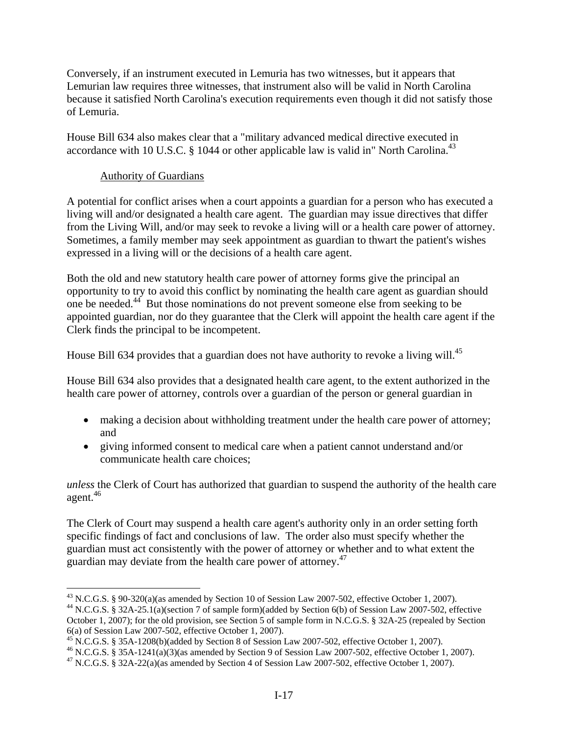Conversely, if an instrument executed in Lemuria has two witnesses, but it appears that Lemurian law requires three witnesses, that instrument also will be valid in North Carolina because it satisfied North Carolina's execution requirements even though it did not satisfy those of Lemuria.

House Bill 634 also makes clear that a "military advanced medical directive executed in accordance with 10 U.S.C. § 1044 or other applicable law is valid in" North Carolina.[43]

Authority of Guardians

A potential for conflict arises when a court appoints a guardian for a person who has executed a living will and/or designated a health care agent. The guardian may issue directives that differ from the Living Will, and/or may seek to revoke a living will or a health care power of attorney. Sometimes, a family member may seek appointment as guardian to thwart the patient's wishes expressed in a living will or the decisions of a health care agent.

Both the old and new statutory health care power of attorney forms give the principal an opportunity to try to avoid this conflict by nominating the health care agent as guardian should one be needed.[44] But those nominations do not prevent someone else from seeking to be appointed guardian, nor do they guarantee that the Clerk will appoint the health care agent if the Clerk finds the principal to be incompetent.

House Bill 634 provides that a guardian does not have authority to revoke a living will.[45]

House Bill 634 also provides that a designated health care agent, to the extent authorized in the health care power of attorney, controls over a guardian of the person or general guardian in

- making a decision about withholding treatment under the health care power of attorney; and
- giving informed consent to medical care when a patient cannot understand and/or communicate health care choices;

*unless* the Clerk of Court has authorized that guardian to suspend the authority of the health care agent.[46]

The Clerk of Court may suspend a health care agent's authority only in an order setting forth specific findings of fact and conclusions of law. The order also must specify whether the guardian must act consistently with the power of attorney or whether and to what extent the guardian may deviate from the health care power of attorney.[47]

---

[43] N.C.G.S. § 90-320(a)(as amended by Section 10 of Session Law 2007-502, effective October 1, 2007).

[44] N.C.G.S. § 32A-25.1(a)(section 7 of sample form)(added by Section 6(b) of Session Law 2007-502, effective October 1, 2007); for the old provision, see Section 5 of sample form in N.C.G.S. § 32A-25 (repealed by Section 6(a) of Session Law 2007-502, effective October 1, 2007).

[45] N.C.G.S. § 35A-1208(b)(added by Section 8 of Session Law 2007-502, effective October 1, 2007).

[46] N.C.G.S. § 35A-1241(a)(3)(as amended by Section 9 of Session Law 2007-502, effective October 1, 2007).

[47] N.C.G.S. § 32A-22(a)(as amended by Section 4 of Session Law 2007-502, effective October 1, 2007).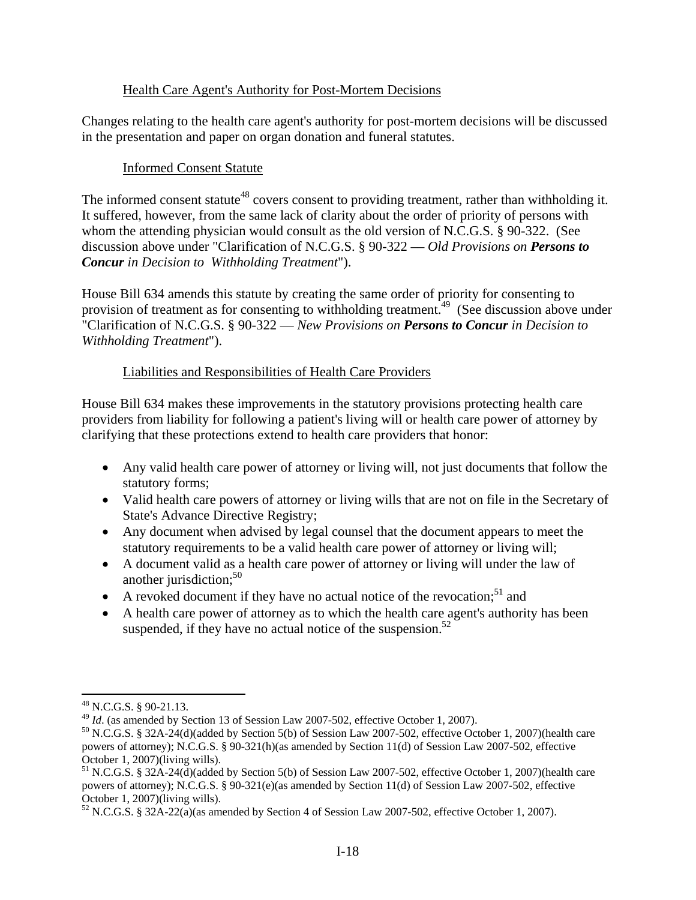### Health Care Agent's Authority for Post-Mortem Decisions

Changes relating to the health care agent's authority for post-mortem decisions will be discussed in the presentation and paper on organ donation and funeral statutes.

### Informed Consent Statute

The informed consent statute[48] covers consent to providing treatment, rather than withholding it. It suffered, however, from the same lack of clarity about the order of priority of persons with whom the attending physician would consult as the old version of N.C.G.S. § 90-322. (See discussion above under "Clarification of N.C.G.S. § 90-322 — *Old Provisions on **Persons to Concur** in Decision to Withholding Treatment*").

House Bill 634 amends this statute by creating the same order of priority for consenting to provision of treatment as for consenting to withholding treatment.[49] (See discussion above under "Clarification of N.C.G.S. § 90-322 — *New Provisions on **Persons to Concur** in Decision to Withholding Treatment*").

### Liabilities and Responsibilities of Health Care Providers

House Bill 634 makes these improvements in the statutory provisions protecting health care providers from liability for following a patient's living will or health care power of attorney by clarifying that these protections extend to health care providers that honor:

- Any valid health care power of attorney or living will, not just documents that follow the statutory forms;
- Valid health care powers of attorney or living wills that are not on file in the Secretary of State's Advance Directive Registry;
- Any document when advised by legal counsel that the document appears to meet the statutory requirements to be a valid health care power of attorney or living will;
- A document valid as a health care power of attorney or living will under the law of another jurisdiction;[50]
- A revoked document if they have no actual notice of the revocation;[51] and
- A health care power of attorney as to which the health care agent's authority has been suspended, if they have no actual notice of the suspension.[52]

---

[48] N.C.G.S. § 90-21.13.

[49] *Id*. (as amended by Section 13 of Session Law 2007-502, effective October 1, 2007).

[50] N.C.G.S. § 32A-24(d)(added by Section 5(b) of Session Law 2007-502, effective October 1, 2007)(health care powers of attorney); N.C.G.S. § 90-321(h)(as amended by Section 11(d) of Session Law 2007-502, effective October 1, 2007)(living wills).

[51] N.C.G.S. § 32A-24(d)(added by Section 5(b) of Session Law 2007-502, effective October 1, 2007)(health care powers of attorney); N.C.G.S. § 90-321(e)(as amended by Section 11(d) of Session Law 2007-502, effective October 1, 2007)(living wills).

[52] N.C.G.S. § 32A-22(a)(as amended by Section 4 of Session Law 2007-502, effective October 1, 2007).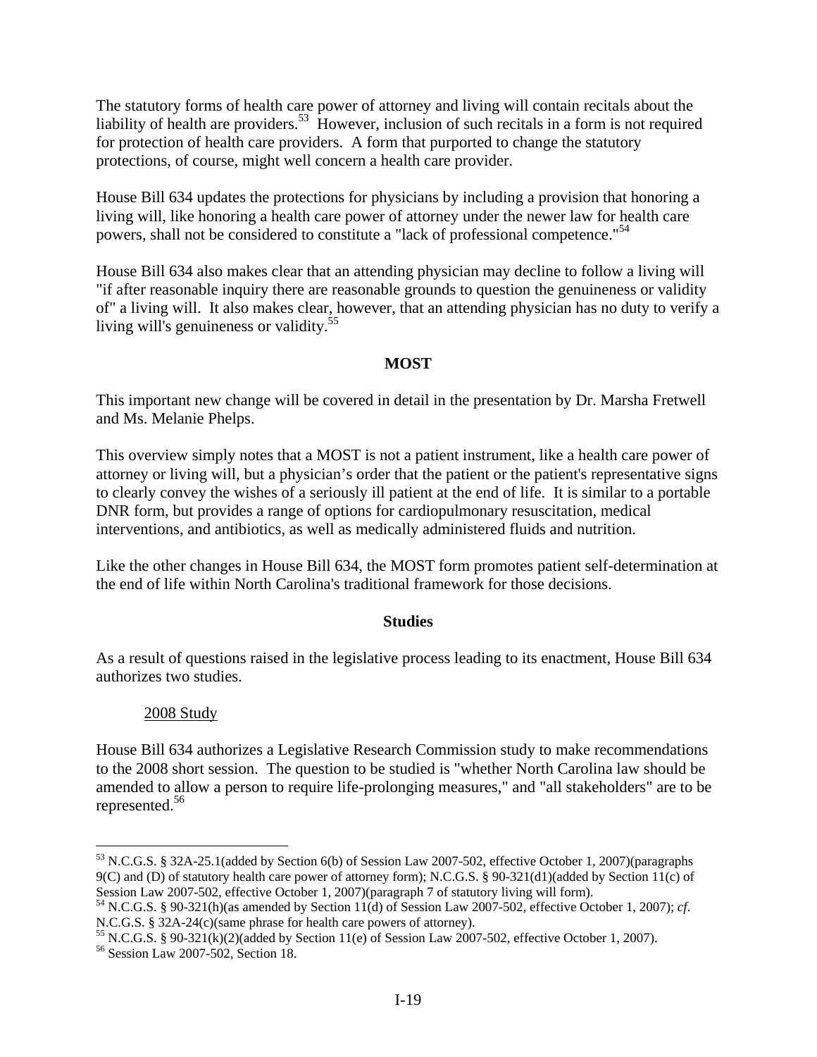The statutory forms of health care power of attorney and living will contain recitals about the liability of health are providers.[53] However, inclusion of such recitals in a form is not required for protection of health care providers. A form that purported to change the statutory protections, of course, might well concern a health care provider.

House Bill 634 updates the protections for physicians by including a provision that honoring a living will, like honoring a health care power of attorney under the newer law for health care powers, shall not be considered to constitute a "lack of professional competence."[54]

House Bill 634 also makes clear that an attending physician may decline to follow a living will "if after reasonable inquiry there are reasonable grounds to question the genuineness or validity of" a living will. It also makes clear, however, that an attending physician has no duty to verify a living will's genuineness or validity.[55]

## MOST

This important new change will be covered in detail in the presentation by Dr. Marsha Fretwell and Ms. Melanie Phelps.

This overview simply notes that a MOST is not a patient instrument, like a health care power of attorney or living will, but a physician's order that the patient or the patient's representative signs to clearly convey the wishes of a seriously ill patient at the end of life. It is similar to a portable DNR form, but provides a range of options for cardiopulmonary resuscitation, medical interventions, and antibiotics, as well as medically administered fluids and nutrition.

Like the other changes in House Bill 634, the MOST form promotes patient self-determination at the end of life within North Carolina's traditional framework for those decisions.

## Studies

As a result of questions raised in the legislative process leading to its enactment, House Bill 634 authorizes two studies.

### 2008 Study

House Bill 634 authorizes a Legislative Research Commission study to make recommendations to the 2008 short session. The question to be studied is "whether North Carolina law should be amended to allow a person to require life-prolonging measures," and "all stakeholders" are to be represented.[56]

---

[53] N.C.G.S. § 32A-25.1(added by Section 6(b) of Session Law 2007-502, effective October 1, 2007)(paragraphs 9(C) and (D) of statutory health care power of attorney form); N.C.G.S. § 90-321(d1)(added by Section 11(c) of Session Law 2007-502, effective October 1, 2007)(paragraph 7 of statutory living will form).

[54] N.C.G.S. § 90-321(h)(as amended by Section 11(d) of Session Law 2007-502, effective October 1, 2007); *cf*. N.C.G.S. § 32A-24(c)(same phrase for health care powers of attorney).

[55] N.C.G.S. § 90-321(k)(2)(added by Section 11(e) of Session Law 2007-502, effective October 1, 2007).

[56] Session Law 2007-502, Section 18.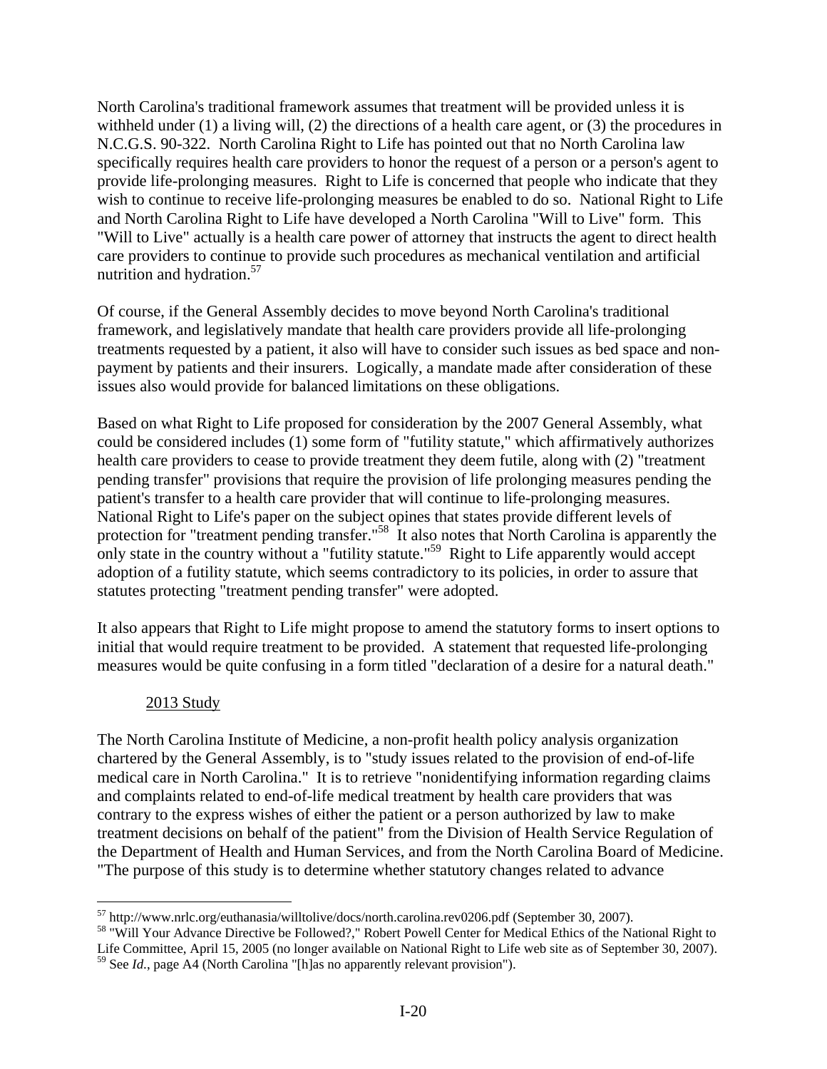North Carolina's traditional framework assumes that treatment will be provided unless it is withheld under (1) a living will, (2) the directions of a health care agent, or (3) the procedures in N.C.G.S. 90-322. North Carolina Right to Life has pointed out that no North Carolina law specifically requires health care providers to honor the request of a person or a person's agent to provide life-prolonging measures. Right to Life is concerned that people who indicate that they wish to continue to receive life-prolonging measures be enabled to do so. National Right to Life and North Carolina Right to Life have developed a North Carolina "Will to Live" form. This "Will to Live" actually is a health care power of attorney that instructs the agent to direct health care providers to continue to provide such procedures as mechanical ventilation and artificial nutrition and hydration.[57]

Of course, if the General Assembly decides to move beyond North Carolina's traditional framework, and legislatively mandate that health care providers provide all life-prolonging treatments requested by a patient, it also will have to consider such issues as bed space and non-payment by patients and their insurers. Logically, a mandate made after consideration of these issues also would provide for balanced limitations on these obligations.

Based on what Right to Life proposed for consideration by the 2007 General Assembly, what could be considered includes (1) some form of "futility statute," which affirmatively authorizes health care providers to cease to provide treatment they deem futile, along with (2) "treatment pending transfer" provisions that require the provision of life prolonging measures pending the patient's transfer to a health care provider that will continue to life-prolonging measures. National Right to Life's paper on the subject opines that states provide different levels of protection for "treatment pending transfer."[58] It also notes that North Carolina is apparently the only state in the country without a "futility statute."[59] Right to Life apparently would accept adoption of a futility statute, which seems contradictory to its policies, in order to assure that statutes protecting "treatment pending transfer" were adopted.

It also appears that Right to Life might propose to amend the statutory forms to insert options to initial that would require treatment to be provided. A statement that requested life-prolonging measures would be quite confusing in a form titled "declaration of a desire for a natural death."

<u>2013 Study</u>

The North Carolina Institute of Medicine, a non-profit health policy analysis organization chartered by the General Assembly, is to "study issues related to the provision of end-of-life medical care in North Carolina." It is to retrieve "nonidentifying information regarding claims and complaints related to end-of-life medical treatment by health care providers that was contrary to the express wishes of either the patient or a person authorized by law to make treatment decisions on behalf of the patient" from the Division of Health Service Regulation of the Department of Health and Human Services, and from the North Carolina Board of Medicine. "The purpose of this study is to determine whether statutory changes related to advance

---

[57] http://www.nrlc.org/euthanasia/willtolive/docs/north.carolina.rev0206.pdf (September 30, 2007).

[58] "Will Your Advance Directive be Followed?," Robert Powell Center for Medical Ethics of the National Right to Life Committee, April 15, 2005 (no longer available on National Right to Life web site as of September 30, 2007).

[59] See *Id.*, page A4 (North Carolina "[h]as no apparently relevant provision").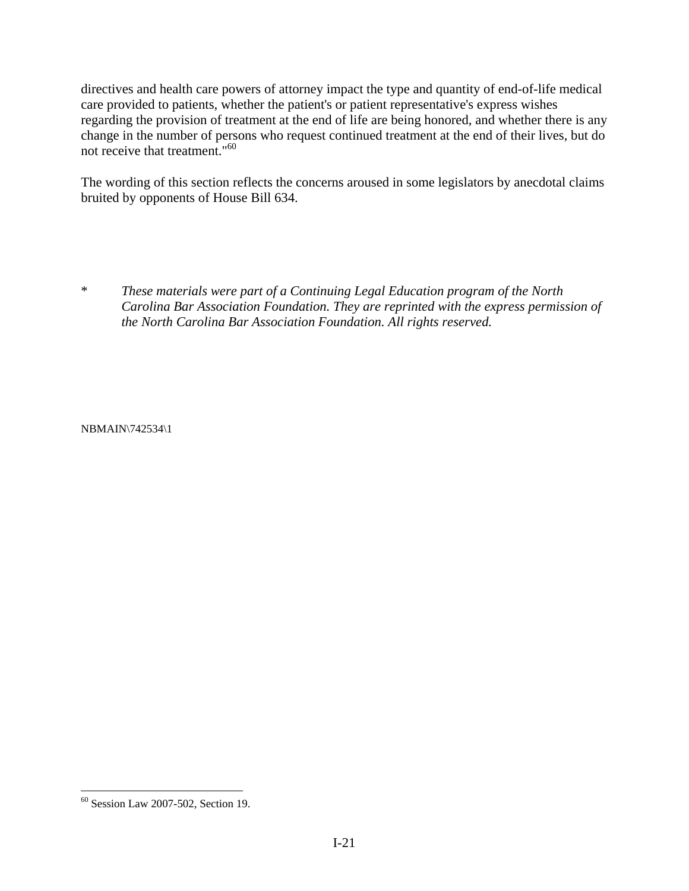directives and health care powers of attorney impact the type and quantity of end-of-life medical care provided to patients, whether the patient's or patient representative's express wishes regarding the provision of treatment at the end of life are being honored, and whether there is any change in the number of persons who request continued treatment at the end of their lives, but do not receive that treatment."[60]

The wording of this section reflects the concerns aroused in some legislators by anecdotal claims bruited by opponents of House Bill 634.

\* *These materials were part of a Continuing Legal Education program of the North Carolina Bar Association Foundation. They are reprinted with the express permission of the North Carolina Bar Association Foundation. All rights reserved.*

NBMAIN\742534\1

[60] Session Law 2007-502, Section 19.